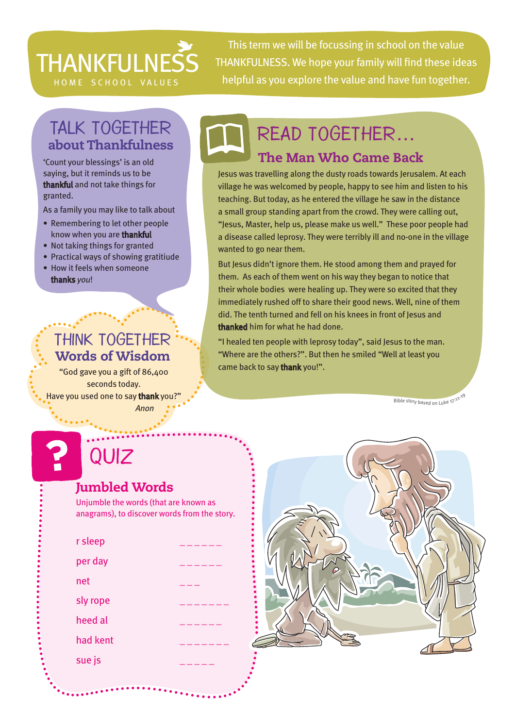# THANKFULNESS

HOME SCHOOL VALUES

This term we will be focussing in school on the value THANKFULNESS. We hope your family will find these ideas helpful as you explore the value and have fun together.

## TALK TOGETHER about Thankfulness

'Count your blessings' is an old saying, but it reminds us to be **thankful** and not take things for granted.

As a family you may like to talk about

- Remembering to let other people know when you are **thankful**
- Not taking things for granted
- Practical ways of showing gratitiude
- How it feels when someone **thanks** *you*!

## THINK TOGETHER Words of Wisdom

"God gave you a gift of 86,400 seconds today.
Have you used one to say **thank** you?"

*Anon*

## READ TOGETHER...

### The Man Who Came Back

Jesus was travelling along the dusty roads towards Jerusalem. At each village he was welcomed by people, happy to see him and listen to his teaching. But today, as he entered the village he saw in the distance a small group standing apart from the crowd. They were calling out, "Jesus, Master, help us, please make us well." These poor people had a disease called leprosy. They were terribly ill and no-one in the village wanted to go near them.

But Jesus didn't ignore them. He stood among them and prayed for them. As each of them went on his way they began to notice that their whole bodies were healing up. They were so excited that they immediately rushed off to share their good news. Well, nine of them did. The tenth turned and fell on his knees in front of Jesus and **thanked** him for what he had done.

"I healed ten people with leprosy today", said Jesus to the man. "Where are the others?". But then he smiled "Well at least you came back to say **thank** you!".

Bible story based on Luke 17:11-19

## QUIZ

### Jumbled Words

Unjumble the words (that are known as anagrams), to discover words from the story.

| | |
|---|---|
| r sleep | _ _ _ _ _ _ |
| per day | _ _ _ _ _ _ |
| net | _ _ _ |
| sly rope | _ _ _ _ _ _ _ |
| heed al | _ _ _ _ _ _ |
| had kent | _ _ _ _ _ _ _ |
| sue js | _ _ _ _ _ |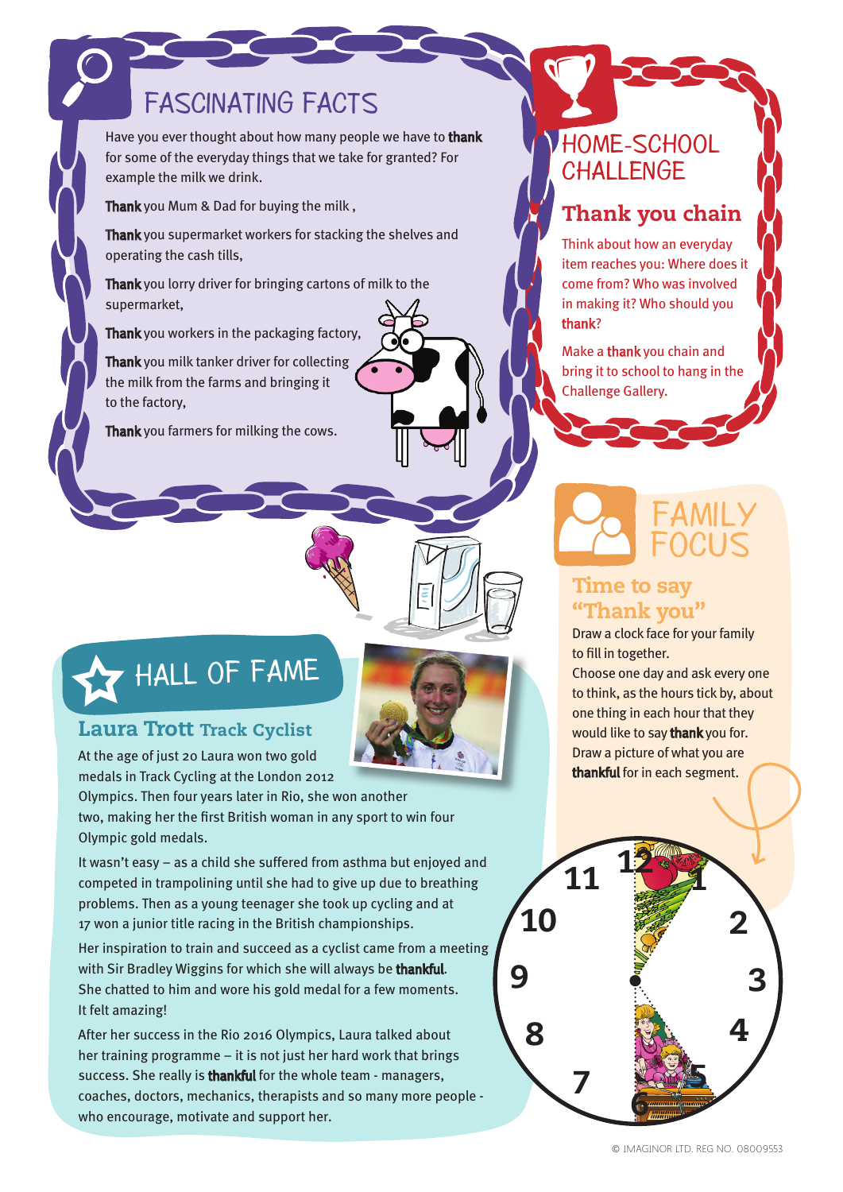## FASCINATING FACTS

Have you ever thought about how many people we have to **thank** for some of the everyday things that we take for granted? For example the milk we drink.

**Thank** you Mum & Dad for buying the milk ,

**Thank** you supermarket workers for stacking the shelves and operating the cash tills,

**Thank** you lorry driver for bringing cartons of milk to the supermarket,

**Thank** you workers in the packaging factory,

**Thank** you milk tanker driver for collecting the milk from the farms and bringing it to the factory,

**Thank** you farmers for milking the cows.

## HOME-SCHOOL CHALLENGE

### Thank you chain

Think about how an everyday item reaches you: Where does it come from? Who was involved in making it? Who should you **thank**?

Make a **thank** you chain and bring it to school to hang in the Challenge Gallery.

## FAMILY FOCUS

### Time to say "Thank you"

Draw a clock face for your family to fill in together.

Choose one day and ask every one to think, as the hours tick by, about one thing in each hour that they would like to say **thank** you for.

Draw a picture of what you are **thankful** for in each segment.

## HALL OF FAME

### Laura Trott Track Cyclist

At the age of just 20 Laura won two gold medals in Track Cycling at the London 2012 Olympics. Then four years later in Rio, she won another two, making her the first British woman in any sport to win four Olympic gold medals.

It wasn't easy – as a child she suffered from asthma but enjoyed and competed in trampolining until she had to give up due to breathing problems. Then as a young teenager she took up cycling and at 17 won a junior title racing in the British championships.

Her inspiration to train and succeed as a cyclist came from a meeting with Sir Bradley Wiggins for which she will always be **thankful**. She chatted to him and wore his gold medal for a few moments. It felt amazing!

After her success in the Rio 2016 Olympics, Laura talked about her training programme – it is not just her hard work that brings success. She really is **thankful** for the whole team - managers, coaches, doctors, mechanics, therapists and so many more people - who encourage, motivate and support her.

© IMAGINOR LTD. REG NO. 08009553